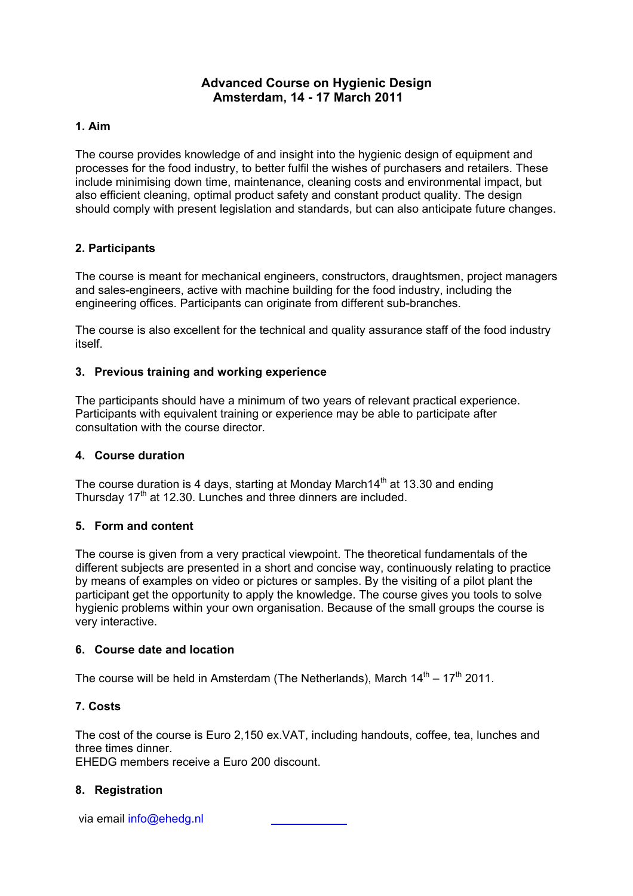# Advanced Course on Hygienic Design
## Amsterdam, 14 - 17 March 2011

### 1. Aim

The course provides knowledge of and insight into the hygienic design of equipment and processes for the food industry, to better fulfil the wishes of purchasers and retailers. These include minimising down time, maintenance, cleaning costs and environmental impact, but also efficient cleaning, optimal product safety and constant product quality. The design should comply with present legislation and standards, but can also anticipate future changes.

### 2. Participants

The course is meant for mechanical engineers, constructors, draughtsmen, project managers and sales-engineers, active with machine building for the food industry, including the engineering offices. Participants can originate from different sub-branches.

The course is also excellent for the technical and quality assurance staff of the food industry itself.

### 3. Previous training and working experience

The participants should have a minimum of two years of relevant practical experience. Participants with equivalent training or experience may be able to participate after consultation with the course director.

### 4. Course duration

The course duration is 4 days, starting at Monday March14th at 13.30 and ending Thursday 17th at 12.30. Lunches and three dinners are included.

### 5. Form and content

The course is given from a very practical viewpoint. The theoretical fundamentals of the different subjects are presented in a short and concise way, continuously relating to practice by means of examples on video or pictures or samples. By the visiting of a pilot plant the participant get the opportunity to apply the knowledge. The course gives you tools to solve hygienic problems within your own organisation. Because of the small groups the course is very interactive.

### 6. Course date and location

The course will be held in Amsterdam (The Netherlands), March 14th – 17th 2011.

### 7. Costs

The cost of the course is Euro 2,150 ex.VAT, including handouts, coffee, tea, lunches and three times dinner.
EHEDG members receive a Euro 200 discount.

### 8. Registration

via email info@ehedg.nl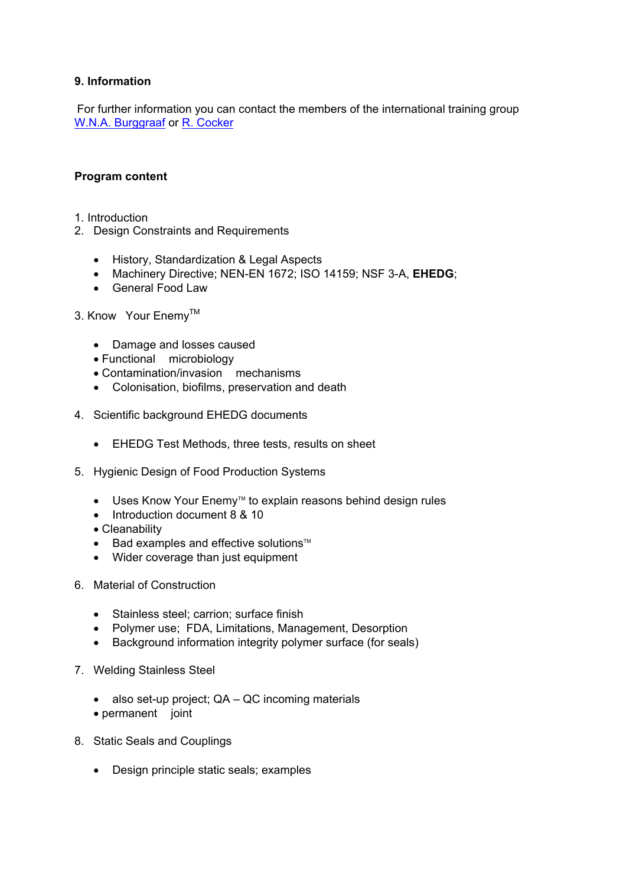## 9. Information

For further information you can contact the members of the international training group W.N.A. Burggraaf or R. Cocker

## Program content

1. Introduction
2. Design Constraints and Requirements

   - History, Standardization & Legal Aspects
   - Machinery Directive; NEN-EN 1672; ISO 14159; NSF 3-A, **EHEDG**;
   - General Food Law

3. Know Your Enemy™

   - Damage and losses caused
   - Functional microbiology
   - Contamination/invasion mechanisms
   - Colonisation, biofilms, preservation and death

4. Scientific background EHEDG documents

   - EHEDG Test Methods, three tests, results on sheet

5. Hygienic Design of Food Production Systems

   - Uses Know Your Enemy™ to explain reasons behind design rules
   - Introduction document 8 & 10
   - Cleanability
   - Bad examples and effective solutions™
   - Wider coverage than just equipment

6. Material of Construction

   - Stainless steel; carrion; surface finish
   - Polymer use; FDA, Limitations, Management, Desorption
   - Background information integrity polymer surface (for seals)

7. Welding Stainless Steel

   - also set-up project; QA – QC incoming materials
   - permanent joint

8. Static Seals and Couplings

   - Design principle static seals; examples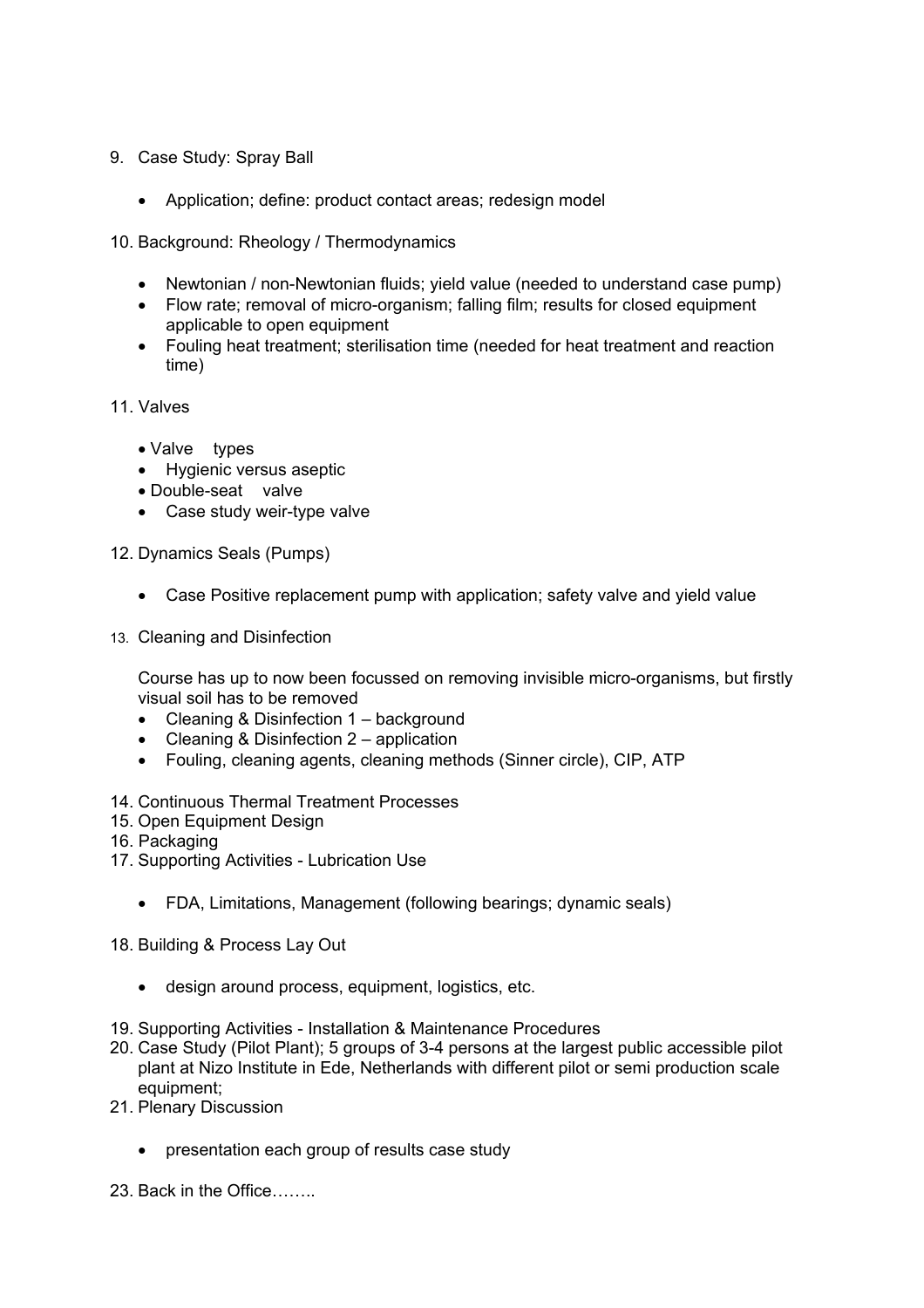9. Case Study: Spray Ball

    - Application; define: product contact areas; redesign model

10. Background: Rheology / Thermodynamics

    - Newtonian / non-Newtonian fluids; yield value (needed to understand case pump)
    - Flow rate; removal of micro-organism; falling film; results for closed equipment applicable to open equipment
    - Fouling heat treatment; sterilisation time (needed for heat treatment and reaction time)

11. Valves

    - Valve types
    - Hygienic versus aseptic
    - Double-seat valve
    - Case study weir-type valve

12. Dynamics Seals (Pumps)

    - Case Positive replacement pump with application; safety valve and yield value

13. Cleaning and Disinfection

    Course has up to now been focussed on removing invisible micro-organisms, but firstly visual soil has to be removed

    - Cleaning & Disinfection 1 – background
    - Cleaning & Disinfection 2 – application
    - Fouling, cleaning agents, cleaning methods (Sinner circle), CIP, ATP

14. Continuous Thermal Treatment Processes
15. Open Equipment Design
16. Packaging
17. Supporting Activities - Lubrication Use

    - FDA, Limitations, Management (following bearings; dynamic seals)

18. Building & Process Lay Out

    - design around process, equipment, logistics, etc.

19. Supporting Activities - Installation & Maintenance Procedures
20. Case Study (Pilot Plant); 5 groups of 3-4 persons at the largest public accessible pilot plant at Nizo Institute in Ede, Netherlands with different pilot or semi production scale equipment;
21. Plenary Discussion

    - presentation each group of results case study

23. Back in the Office……..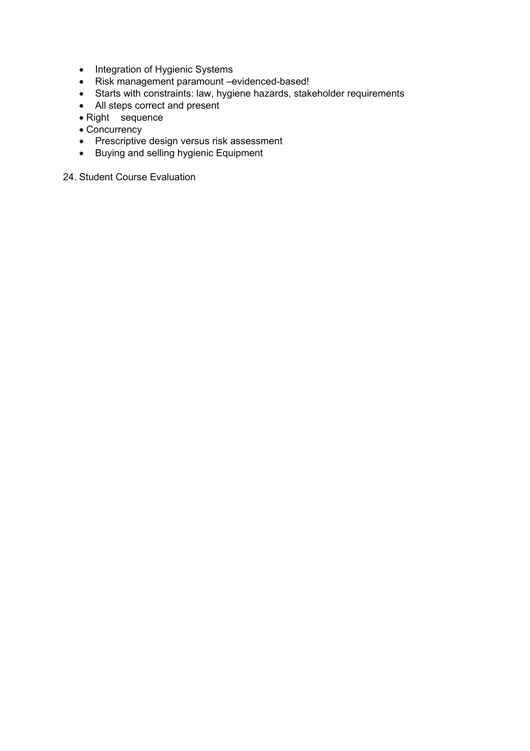- Integration of Hygienic Systems
- Risk management paramount –evidenced-based!
- Starts with constraints: law, hygiene hazards, stakeholder requirements
- All steps correct and present
- Right sequence
- Concurrency
- Prescriptive design versus risk assessment
- Buying and selling hygienic Equipment

24. Student Course Evaluation